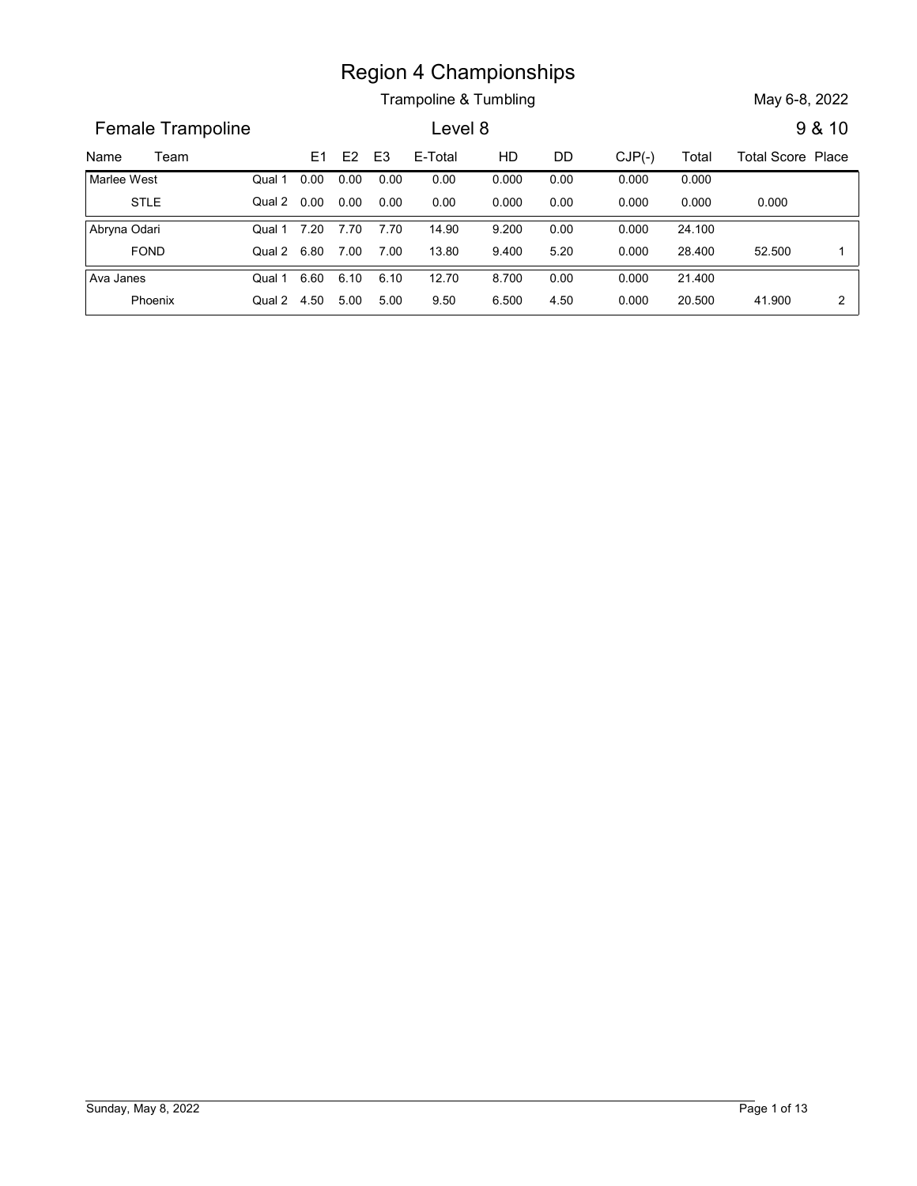# Region 4 Championships

Trampoline & Tumbling

May 6-8, 2022

## Female Trampoline

Level 8

9 & 10

| Name | Team | | E1 | E2 | E3 | E-Total | HD | DD | CJP(-) | Total | Total Score | Place |
|---|---|---|---|---|---|---|---|---|---|---|---|---|
| Marlee West | | Qual 1 | 0.00 | 0.00 | 0.00 | 0.00 | 0.000 | 0.00 | 0.000 | 0.000 | | |
| | STLE | Qual 2 | 0.00 | 0.00 | 0.00 | 0.00 | 0.000 | 0.00 | 0.000 | 0.000 | 0.000 | |
| Abryna Odari | | Qual 1 | 7.20 | 7.70 | 7.70 | 14.90 | 9.200 | 0.00 | 0.000 | 24.100 | | |
| | FOND | Qual 2 | 6.80 | 7.00 | 7.00 | 13.80 | 9.400 | 5.20 | 0.000 | 28.400 | 52.500 | 1 |
| Ava Janes | | Qual 1 | 6.60 | 6.10 | 6.10 | 12.70 | 8.700 | 0.00 | 0.000 | 21.400 | | |
| | Phoenix | Qual 2 | 4.50 | 5.00 | 5.00 | 9.50 | 6.500 | 4.50 | 0.000 | 20.500 | 41.900 | 2 |

Sunday, May 8, 2022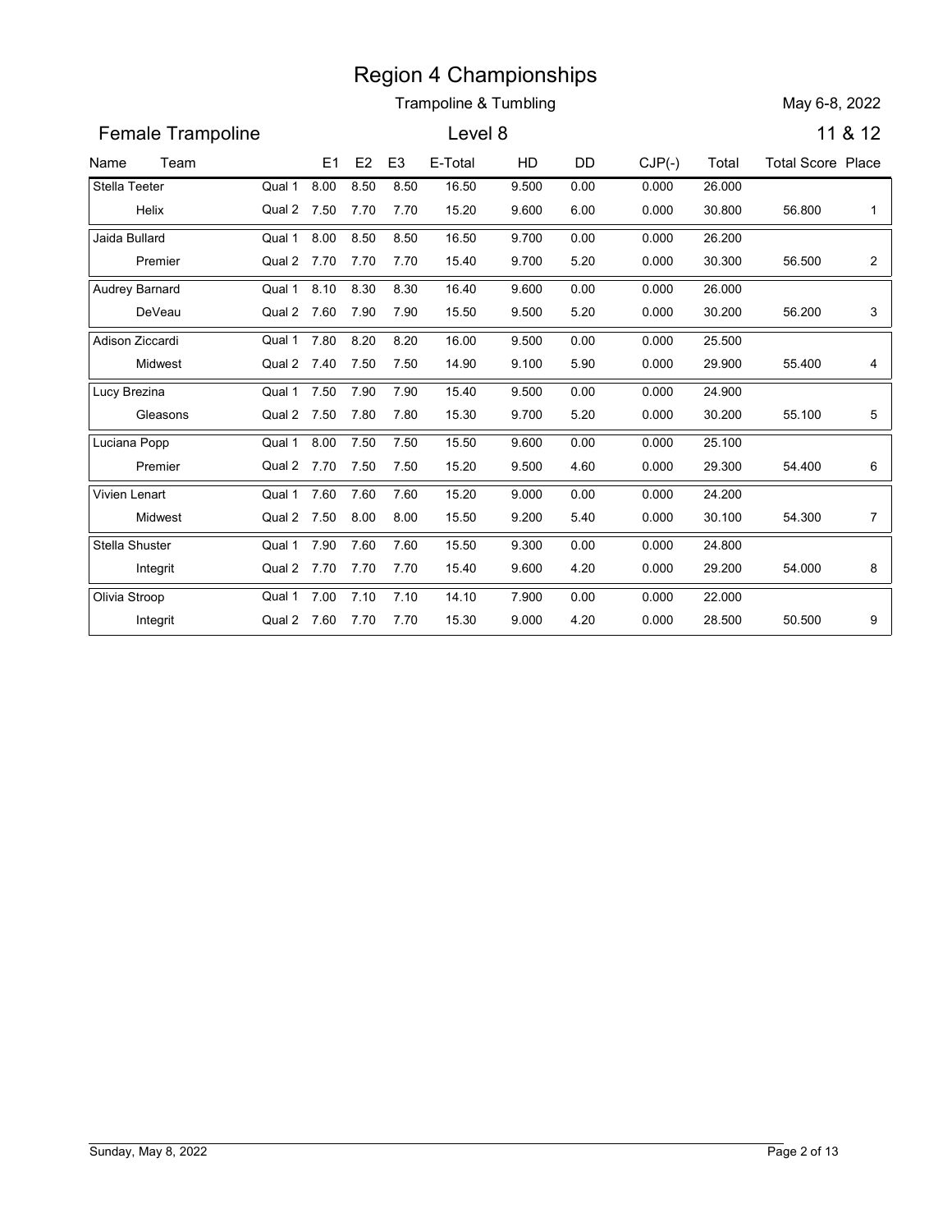# Region 4 Championships

Trampoline & Tumbling

May 6-8, 2022

## Female Trampoline

Level 8

11 & 12

| Name | Team | | E1 | E2 | E3 | E-Total | HD | DD | CJP(-) | Total | Total Score | Place |
|---|---|---|---|---|---|---|---|---|---|---|---|---|
| Stella Teeter | | Qual 1 | 8.00 | 8.50 | 8.50 | 16.50 | 9.500 | 0.00 | 0.000 | 26.000 | | |
| | Helix | Qual 2 | 7.50 | 7.70 | 7.70 | 15.20 | 9.600 | 6.00 | 0.000 | 30.800 | 56.800 | 1 |
| Jaida Bullard | | Qual 1 | 8.00 | 8.50 | 8.50 | 16.50 | 9.700 | 0.00 | 0.000 | 26.200 | | |
| | Premier | Qual 2 | 7.70 | 7.70 | 7.70 | 15.40 | 9.700 | 5.20 | 0.000 | 30.300 | 56.500 | 2 |
| Audrey Barnard | | Qual 1 | 8.10 | 8.30 | 8.30 | 16.40 | 9.600 | 0.00 | 0.000 | 26.000 | | |
| | DeVeau | Qual 2 | 7.60 | 7.90 | 7.90 | 15.50 | 9.500 | 5.20 | 0.000 | 30.200 | 56.200 | 3 |
| Adison Ziccardi | | Qual 1 | 7.80 | 8.20 | 8.20 | 16.00 | 9.500 | 0.00 | 0.000 | 25.500 | | |
| | Midwest | Qual 2 | 7.40 | 7.50 | 7.50 | 14.90 | 9.100 | 5.90 | 0.000 | 29.900 | 55.400 | 4 |
| Lucy Brezina | | Qual 1 | 7.50 | 7.90 | 7.90 | 15.40 | 9.500 | 0.00 | 0.000 | 24.900 | | |
| | Gleasons | Qual 2 | 7.50 | 7.80 | 7.80 | 15.30 | 9.700 | 5.20 | 0.000 | 30.200 | 55.100 | 5 |
| Luciana Popp | | Qual 1 | 8.00 | 7.50 | 7.50 | 15.50 | 9.600 | 0.00 | 0.000 | 25.100 | | |
| | Premier | Qual 2 | 7.70 | 7.50 | 7.50 | 15.20 | 9.500 | 4.60 | 0.000 | 29.300 | 54.400 | 6 |
| Vivien Lenart | | Qual 1 | 7.60 | 7.60 | 7.60 | 15.20 | 9.000 | 0.00 | 0.000 | 24.200 | | |
| | Midwest | Qual 2 | 7.50 | 8.00 | 8.00 | 15.50 | 9.200 | 5.40 | 0.000 | 30.100 | 54.300 | 7 |
| Stella Shuster | | Qual 1 | 7.90 | 7.60 | 7.60 | 15.50 | 9.300 | 0.00 | 0.000 | 24.800 | | |
| | Integrit | Qual 2 | 7.70 | 7.70 | 7.70 | 15.40 | 9.600 | 4.20 | 0.000 | 29.200 | 54.000 | 8 |
| Olivia Stroop | | Qual 1 | 7.00 | 7.10 | 7.10 | 14.10 | 7.900 | 0.00 | 0.000 | 22.000 | | |
| | Integrit | Qual 2 | 7.60 | 7.70 | 7.70 | 15.30 | 9.000 | 4.20 | 0.000 | 28.500 | 50.500 | 9 |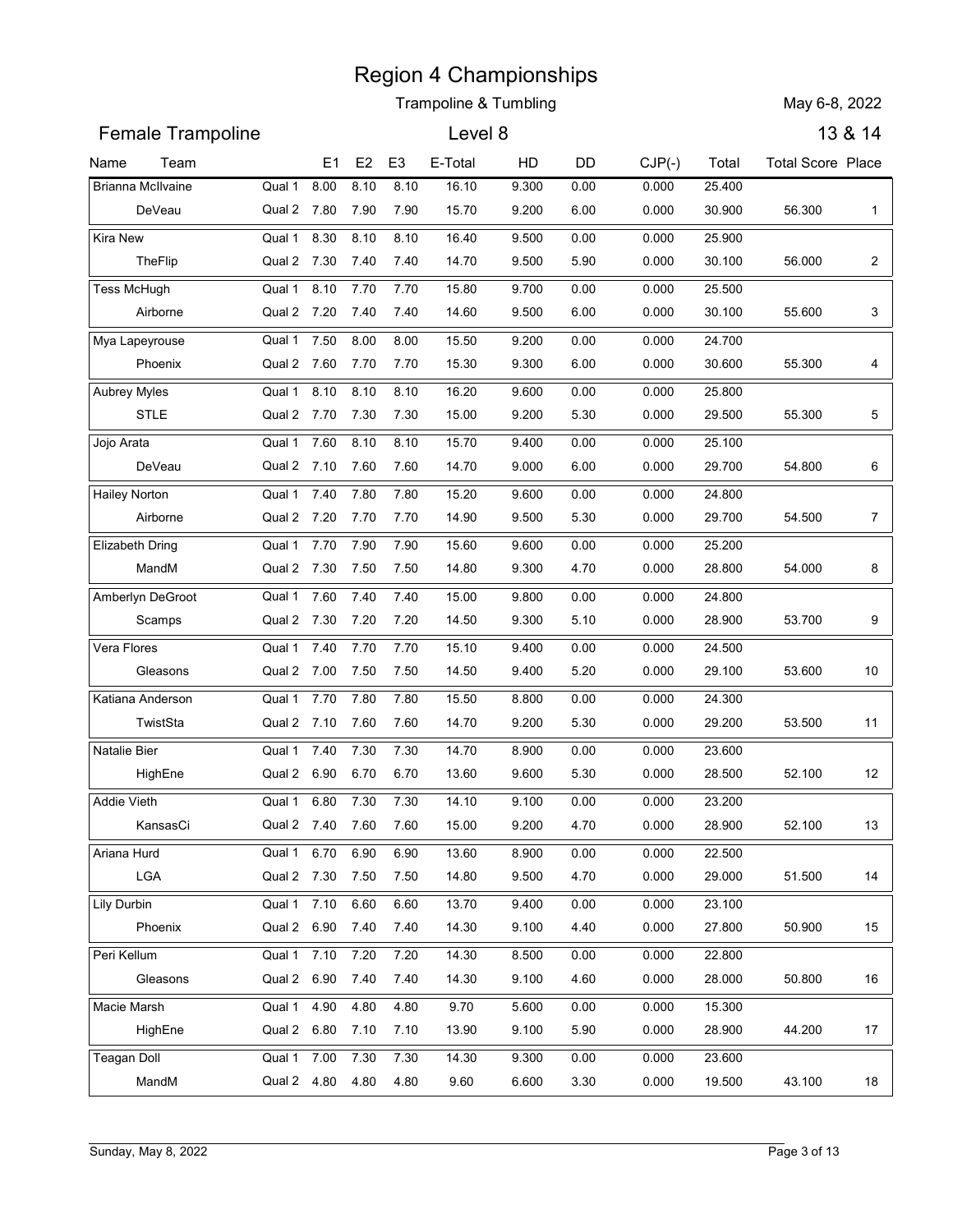# Region 4 Championships

Trampoline & Tumbling

May 6-8, 2022

## Female Trampoline

Level 8

13 & 14

| Name | Team | | E1 | E2 | E3 | E-Total | HD | DD | CJP(-) | Total | Total Score | Place |
|---|---|---|---|---|---|---|---|---|---|---|---|---|
| Brianna McIlvaine | | Qual 1 | 8.00 | 8.10 | 8.10 | 16.10 | 9.300 | 0.00 | 0.000 | 25.400 | | |
| | DeVeau | Qual 2 | 7.80 | 7.90 | 7.90 | 15.70 | 9.200 | 6.00 | 0.000 | 30.900 | 56.300 | 1 |
| Kira New | | Qual 1 | 8.30 | 8.10 | 8.10 | 16.40 | 9.500 | 0.00 | 0.000 | 25.900 | | |
| | TheFlip | Qual 2 | 7.30 | 7.40 | 7.40 | 14.70 | 9.500 | 5.90 | 0.000 | 30.100 | 56.000 | 2 |
| Tess McHugh | | Qual 1 | 8.10 | 7.70 | 7.70 | 15.80 | 9.700 | 0.00 | 0.000 | 25.500 | | |
| | Airborne | Qual 2 | 7.20 | 7.40 | 7.40 | 14.60 | 9.500 | 6.00 | 0.000 | 30.100 | 55.600 | 3 |
| Mya Lapeyrouse | | Qual 1 | 7.50 | 8.00 | 8.00 | 15.50 | 9.200 | 0.00 | 0.000 | 24.700 | | |
| | Phoenix | Qual 2 | 7.60 | 7.70 | 7.70 | 15.30 | 9.300 | 6.00 | 0.000 | 30.600 | 55.300 | 4 |
| Aubrey Myles | | Qual 1 | 8.10 | 8.10 | 8.10 | 16.20 | 9.600 | 0.00 | 0.000 | 25.800 | | |
| | STLE | Qual 2 | 7.70 | 7.30 | 7.30 | 15.00 | 9.200 | 5.30 | 0.000 | 29.500 | 55.300 | 5 |
| Jojo Arata | | Qual 1 | 7.60 | 8.10 | 8.10 | 15.70 | 9.400 | 0.00 | 0.000 | 25.100 | | |
| | DeVeau | Qual 2 | 7.10 | 7.60 | 7.60 | 14.70 | 9.000 | 6.00 | 0.000 | 29.700 | 54.800 | 6 |
| Hailey Norton | | Qual 1 | 7.40 | 7.80 | 7.80 | 15.20 | 9.600 | 0.00 | 0.000 | 24.800 | | |
| | Airborne | Qual 2 | 7.20 | 7.70 | 7.70 | 14.90 | 9.500 | 5.30 | 0.000 | 29.700 | 54.500 | 7 |
| Elizabeth Dring | | Qual 1 | 7.70 | 7.90 | 7.90 | 15.60 | 9.600 | 0.00 | 0.000 | 25.200 | | |
| | MandM | Qual 2 | 7.30 | 7.50 | 7.50 | 14.80 | 9.300 | 4.70 | 0.000 | 28.800 | 54.000 | 8 |
| Amberlyn DeGroot | | Qual 1 | 7.60 | 7.40 | 7.40 | 15.00 | 9.800 | 0.00 | 0.000 | 24.800 | | |
| | Scamps | Qual 2 | 7.30 | 7.20 | 7.20 | 14.50 | 9.300 | 5.10 | 0.000 | 28.900 | 53.700 | 9 |
| Vera Flores | | Qual 1 | 7.40 | 7.70 | 7.70 | 15.10 | 9.400 | 0.00 | 0.000 | 24.500 | | |
| | Gleasons | Qual 2 | 7.00 | 7.50 | 7.50 | 14.50 | 9.400 | 5.20 | 0.000 | 29.100 | 53.600 | 10 |
| Katiana Anderson | | Qual 1 | 7.70 | 7.80 | 7.80 | 15.50 | 8.800 | 0.00 | 0.000 | 24.300 | | |
| | TwistSta | Qual 2 | 7.10 | 7.60 | 7.60 | 14.70 | 9.200 | 5.30 | 0.000 | 29.200 | 53.500 | 11 |
| Natalie Bier | | Qual 1 | 7.40 | 7.30 | 7.30 | 14.70 | 8.900 | 0.00 | 0.000 | 23.600 | | |
| | HighEne | Qual 2 | 6.90 | 6.70 | 6.70 | 13.60 | 9.600 | 5.30 | 0.000 | 28.500 | 52.100 | 12 |
| Addie Vieth | | Qual 1 | 6.80 | 7.30 | 7.30 | 14.10 | 9.100 | 0.00 | 0.000 | 23.200 | | |
| | KansasCi | Qual 2 | 7.40 | 7.60 | 7.60 | 15.00 | 9.200 | 4.70 | 0.000 | 28.900 | 52.100 | 13 |
| Ariana Hurd | | Qual 1 | 6.70 | 6.90 | 6.90 | 13.60 | 8.900 | 0.00 | 0.000 | 22.500 | | |
| | LGA | Qual 2 | 7.30 | 7.50 | 7.50 | 14.80 | 9.500 | 4.70 | 0.000 | 29.000 | 51.500 | 14 |
| Lily Durbin | | Qual 1 | 7.10 | 6.60 | 6.60 | 13.70 | 9.400 | 0.00 | 0.000 | 23.100 | | |
| | Phoenix | Qual 2 | 6.90 | 7.40 | 7.40 | 14.30 | 9.100 | 4.40 | 0.000 | 27.800 | 50.900 | 15 |
| Peri Kellum | | Qual 1 | 7.10 | 7.20 | 7.20 | 14.30 | 8.500 | 0.00 | 0.000 | 22.800 | | |
| | Gleasons | Qual 2 | 6.90 | 7.40 | 7.40 | 14.30 | 9.100 | 4.60 | 0.000 | 28.000 | 50.800 | 16 |
| Macie Marsh | | Qual 1 | 4.90 | 4.80 | 4.80 | 9.70 | 5.600 | 0.00 | 0.000 | 15.300 | | |
| | HighEne | Qual 2 | 6.80 | 7.10 | 7.10 | 13.90 | 9.100 | 5.90 | 0.000 | 28.900 | 44.200 | 17 |
| Teagan Doll | | Qual 1 | 7.00 | 7.30 | 7.30 | 14.30 | 9.300 | 0.00 | 0.000 | 23.600 | | |
| | MandM | Qual 2 | 4.80 | 4.80 | 4.80 | 9.60 | 6.600 | 3.30 | 0.000 | 19.500 | 43.100 | 18 |

Sunday, May 8, 2022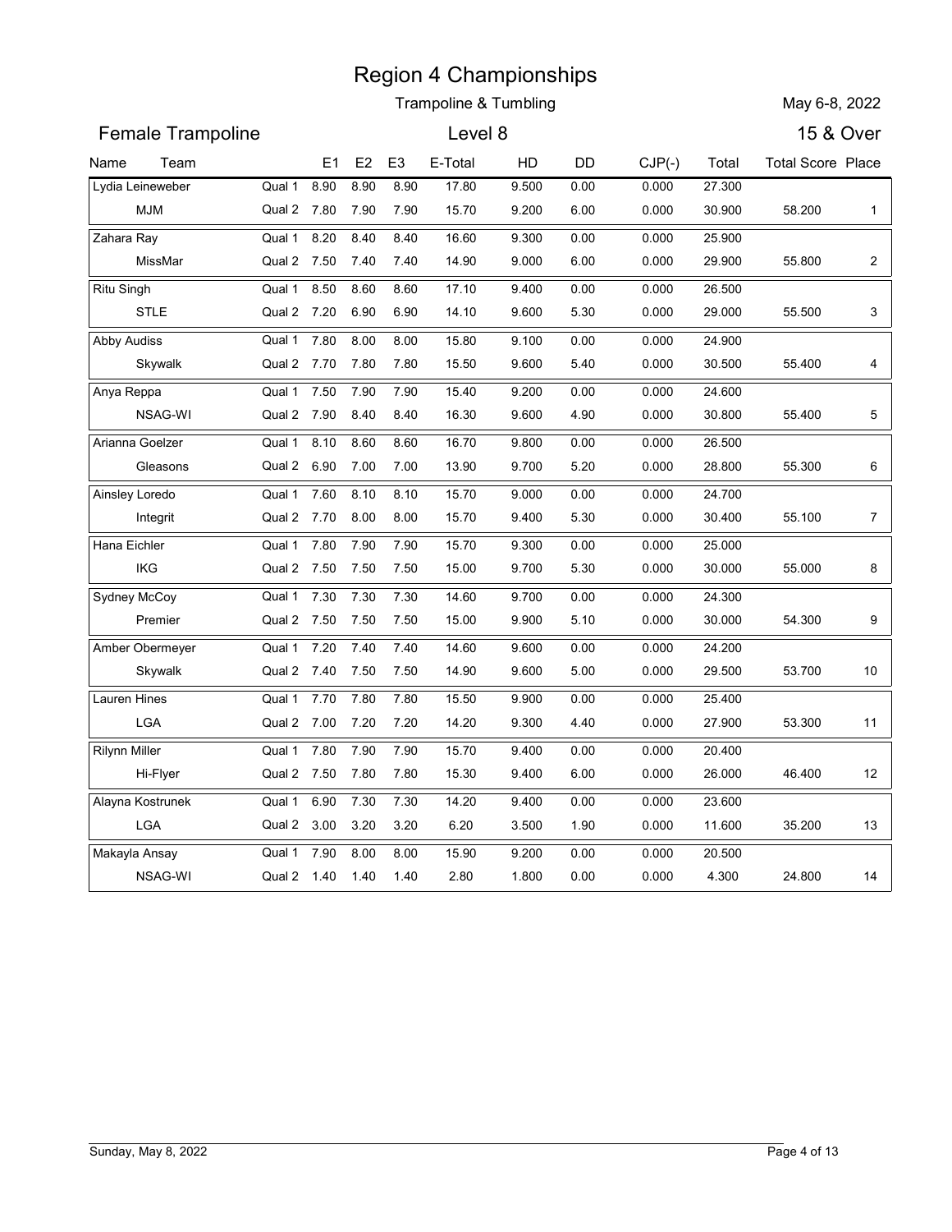# Region 4 Championships

## Trampoline & Tumbling

May 6-8, 2022

## Female Trampoline — Level 8 — 15 & Over

| Name | Team | | E1 | E2 | E3 | E-Total | HD | DD | CJP(-) | Total | Total Score | Place |
|---|---|---|---|---|---|---|---|---|---|---|---|---|
| Lydia Leineweber | | Qual 1 | 8.90 | 8.90 | 8.90 | 17.80 | 9.500 | 0.00 | 0.000 | 27.300 | | |
| | MJM | Qual 2 | 7.80 | 7.90 | 7.90 | 15.70 | 9.200 | 6.00 | 0.000 | 30.900 | 58.200 | 1 |
| Zahara Ray | | Qual 1 | 8.20 | 8.40 | 8.40 | 16.60 | 9.300 | 0.00 | 0.000 | 25.900 | | |
| | MissMar | Qual 2 | 7.50 | 7.40 | 7.40 | 14.90 | 9.000 | 6.00 | 0.000 | 29.900 | 55.800 | 2 |
| Ritu Singh | | Qual 1 | 8.50 | 8.60 | 8.60 | 17.10 | 9.400 | 0.00 | 0.000 | 26.500 | | |
| | STLE | Qual 2 | 7.20 | 6.90 | 6.90 | 14.10 | 9.600 | 5.30 | 0.000 | 29.000 | 55.500 | 3 |
| Abby Audiss | | Qual 1 | 7.80 | 8.00 | 8.00 | 15.80 | 9.100 | 0.00 | 0.000 | 24.900 | | |
| | Skywalk | Qual 2 | 7.70 | 7.80 | 7.80 | 15.50 | 9.600 | 5.40 | 0.000 | 30.500 | 55.400 | 4 |
| Anya Reppa | | Qual 1 | 7.50 | 7.90 | 7.90 | 15.40 | 9.200 | 0.00 | 0.000 | 24.600 | | |
| | NSAG-WI | Qual 2 | 7.90 | 8.40 | 8.40 | 16.30 | 9.600 | 4.90 | 0.000 | 30.800 | 55.400 | 5 |
| Arianna Goelzer | | Qual 1 | 8.10 | 8.60 | 8.60 | 16.70 | 9.800 | 0.00 | 0.000 | 26.500 | | |
| | Gleasons | Qual 2 | 6.90 | 7.00 | 7.00 | 13.90 | 9.700 | 5.20 | 0.000 | 28.800 | 55.300 | 6 |
| Ainsley Loredo | | Qual 1 | 7.60 | 8.10 | 8.10 | 15.70 | 9.000 | 0.00 | 0.000 | 24.700 | | |
| | Integrit | Qual 2 | 7.70 | 8.00 | 8.00 | 15.70 | 9.400 | 5.30 | 0.000 | 30.400 | 55.100 | 7 |
| Hana Eichler | | Qual 1 | 7.80 | 7.90 | 7.90 | 15.70 | 9.300 | 0.00 | 0.000 | 25.000 | | |
| | IKG | Qual 2 | 7.50 | 7.50 | 7.50 | 15.00 | 9.700 | 5.30 | 0.000 | 30.000 | 55.000 | 8 |
| Sydney McCoy | | Qual 1 | 7.30 | 7.30 | 7.30 | 14.60 | 9.700 | 0.00 | 0.000 | 24.300 | | |
| | Premier | Qual 2 | 7.50 | 7.50 | 7.50 | 15.00 | 9.900 | 5.10 | 0.000 | 30.000 | 54.300 | 9 |
| Amber Obermeyer | | Qual 1 | 7.20 | 7.40 | 7.40 | 14.60 | 9.600 | 0.00 | 0.000 | 24.200 | | |
| | Skywalk | Qual 2 | 7.40 | 7.50 | 7.50 | 14.90 | 9.600 | 5.00 | 0.000 | 29.500 | 53.700 | 10 |
| Lauren Hines | | Qual 1 | 7.70 | 7.80 | 7.80 | 15.50 | 9.900 | 0.00 | 0.000 | 25.400 | | |
| | LGA | Qual 2 | 7.00 | 7.20 | 7.20 | 14.20 | 9.300 | 4.40 | 0.000 | 27.900 | 53.300 | 11 |
| Rilynn Miller | | Qual 1 | 7.80 | 7.90 | 7.90 | 15.70 | 9.400 | 0.00 | 0.000 | 20.400 | | |
| | Hi-Flyer | Qual 2 | 7.50 | 7.80 | 7.80 | 15.30 | 9.400 | 6.00 | 0.000 | 26.000 | 46.400 | 12 |
| Alayna Kostrunek | | Qual 1 | 6.90 | 7.30 | 7.30 | 14.20 | 9.400 | 0.00 | 0.000 | 23.600 | | |
| | LGA | Qual 2 | 3.00 | 3.20 | 3.20 | 6.20 | 3.500 | 1.90 | 0.000 | 11.600 | 35.200 | 13 |
| Makayla Ansay | | Qual 1 | 7.90 | 8.00 | 8.00 | 15.90 | 9.200 | 0.00 | 0.000 | 20.500 | | |
| | NSAG-WI | Qual 2 | 1.40 | 1.40 | 1.40 | 2.80 | 1.800 | 0.00 | 0.000 | 4.300 | 24.800 | 14 |

Sunday, May 8, 2022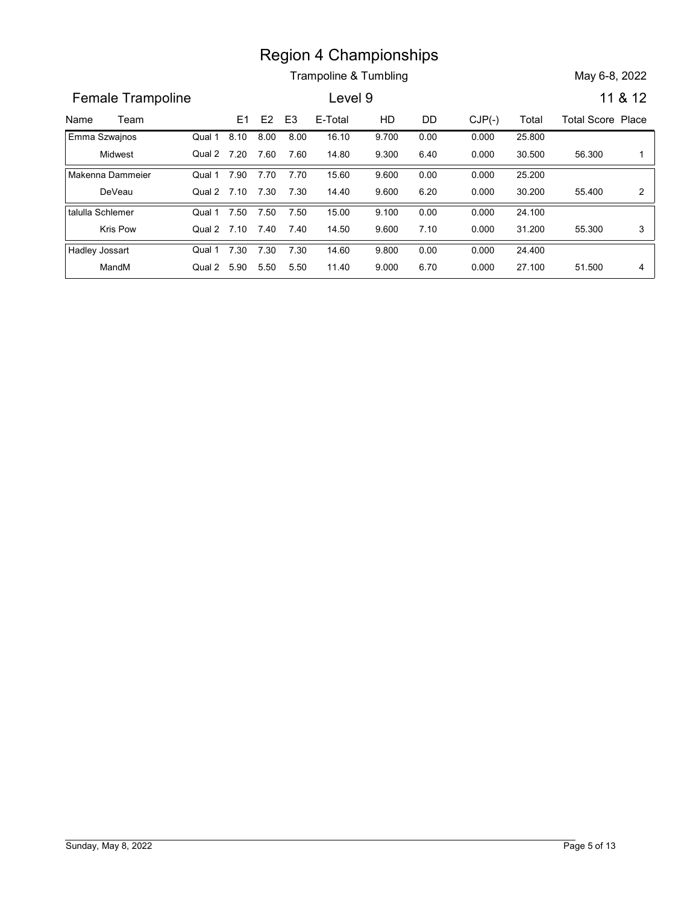# Region 4 Championships

## Trampoline & Tumbling

May 6-8, 2022

### Female Trampoline

Level 9

11 & 12

| Name | Team | | E1 | E2 | E3 | E-Total | HD | DD | CJP(-) | Total | Total Score | Place |
|---|---|---|---|---|---|---|---|---|---|---|---|---|
| Emma Szwajnos | | Qual 1 | 8.10 | 8.00 | 8.00 | 16.10 | 9.700 | 0.00 | 0.000 | 25.800 | | |
| | Midwest | Qual 2 | 7.20 | 7.60 | 7.60 | 14.80 | 9.300 | 6.40 | 0.000 | 30.500 | 56.300 | 1 |
| Makenna Dammeier | | Qual 1 | 7.90 | 7.70 | 7.70 | 15.60 | 9.600 | 0.00 | 0.000 | 25.200 | | |
| | DeVeau | Qual 2 | 7.10 | 7.30 | 7.30 | 14.40 | 9.600 | 6.20 | 0.000 | 30.200 | 55.400 | 2 |
| talulla Schlemer | | Qual 1 | 7.50 | 7.50 | 7.50 | 15.00 | 9.100 | 0.00 | 0.000 | 24.100 | | |
| | Kris Pow | Qual 2 | 7.10 | 7.40 | 7.40 | 14.50 | 9.600 | 7.10 | 0.000 | 31.200 | 55.300 | 3 |
| Hadley Jossart | | Qual 1 | 7.30 | 7.30 | 7.30 | 14.60 | 9.800 | 0.00 | 0.000 | 24.400 | | |
| | MandM | Qual 2 | 5.90 | 5.50 | 5.50 | 11.40 | 9.000 | 6.70 | 0.000 | 27.100 | 51.500 | 4 |

Sunday, May 8, 2022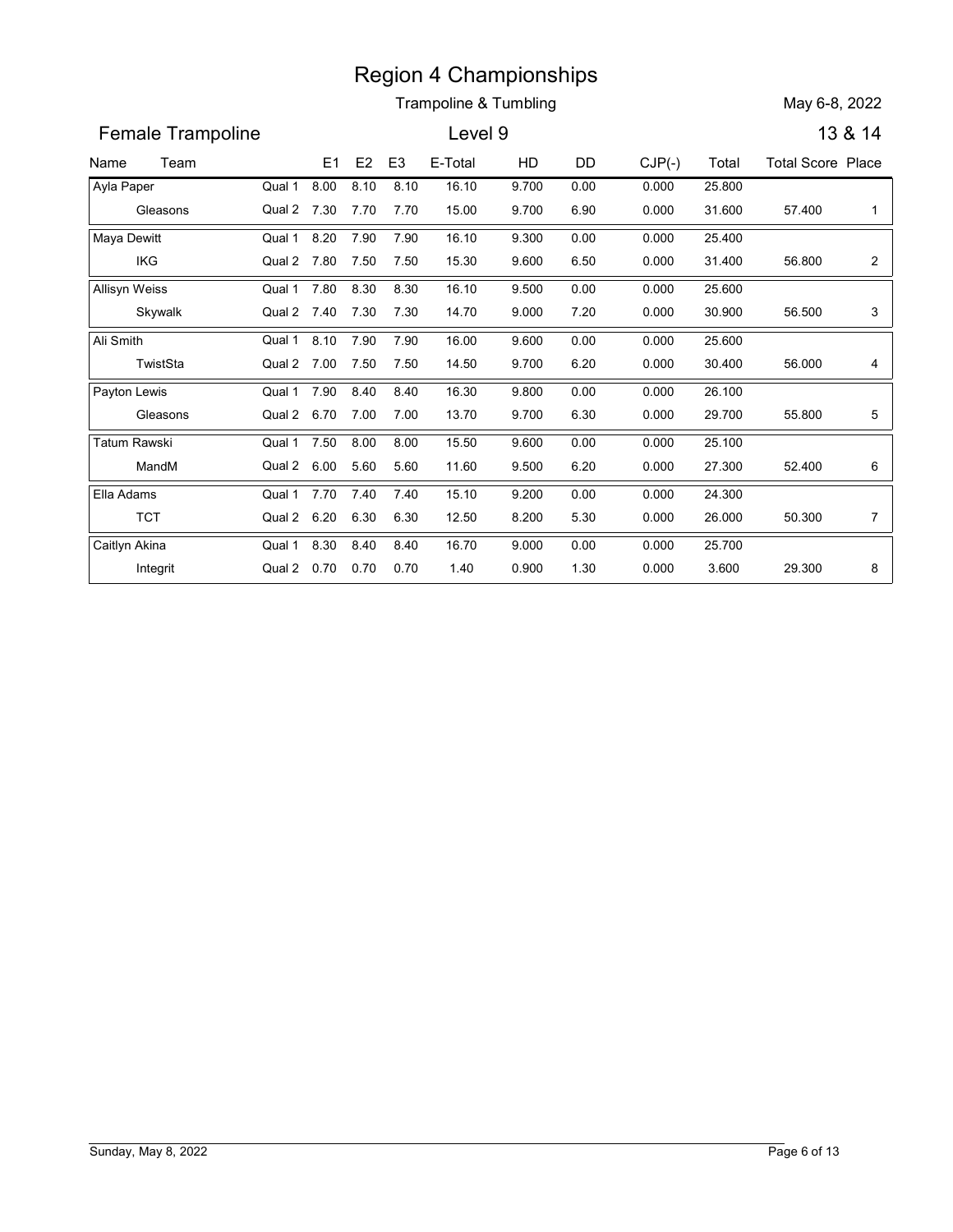# Region 4 Championships

Trampoline & Tumbling

May 6-8, 2022

## Female Trampoline

Level 9

13 & 14

| Name | Team | | E1 | E2 | E3 | E-Total | HD | DD | CJP(-) | Total | Total Score | Place |
|---|---|---|---|---|---|---|---|---|---|---|---|---|
| Ayla Paper | | Qual 1 | 8.00 | 8.10 | 8.10 | 16.10 | 9.700 | 0.00 | 0.000 | 25.800 | | |
| | Gleasons | Qual 2 | 7.30 | 7.70 | 7.70 | 15.00 | 9.700 | 6.90 | 0.000 | 31.600 | 57.400 | 1 |
| Maya Dewitt | | Qual 1 | 8.20 | 7.90 | 7.90 | 16.10 | 9.300 | 0.00 | 0.000 | 25.400 | | |
| | IKG | Qual 2 | 7.80 | 7.50 | 7.50 | 15.30 | 9.600 | 6.50 | 0.000 | 31.400 | 56.800 | 2 |
| Allisyn Weiss | | Qual 1 | 7.80 | 8.30 | 8.30 | 16.10 | 9.500 | 0.00 | 0.000 | 25.600 | | |
| | Skywalk | Qual 2 | 7.40 | 7.30 | 7.30 | 14.70 | 9.000 | 7.20 | 0.000 | 30.900 | 56.500 | 3 |
| Ali Smith | | Qual 1 | 8.10 | 7.90 | 7.90 | 16.00 | 9.600 | 0.00 | 0.000 | 25.600 | | |
| | TwistSta | Qual 2 | 7.00 | 7.50 | 7.50 | 14.50 | 9.700 | 6.20 | 0.000 | 30.400 | 56.000 | 4 |
| Payton Lewis | | Qual 1 | 7.90 | 8.40 | 8.40 | 16.30 | 9.800 | 0.00 | 0.000 | 26.100 | | |
| | Gleasons | Qual 2 | 6.70 | 7.00 | 7.00 | 13.70 | 9.700 | 6.30 | 0.000 | 29.700 | 55.800 | 5 |
| Tatum Rawski | | Qual 1 | 7.50 | 8.00 | 8.00 | 15.50 | 9.600 | 0.00 | 0.000 | 25.100 | | |
| | MandM | Qual 2 | 6.00 | 5.60 | 5.60 | 11.60 | 9.500 | 6.20 | 0.000 | 27.300 | 52.400 | 6 |
| Ella Adams | | Qual 1 | 7.70 | 7.40 | 7.40 | 15.10 | 9.200 | 0.00 | 0.000 | 24.300 | | |
| | TCT | Qual 2 | 6.20 | 6.30 | 6.30 | 12.50 | 8.200 | 5.30 | 0.000 | 26.000 | 50.300 | 7 |
| Caitlyn Akina | | Qual 1 | 8.30 | 8.40 | 8.40 | 16.70 | 9.000 | 0.00 | 0.000 | 25.700 | | |
| | Integrit | Qual 2 | 0.70 | 0.70 | 0.70 | 1.40 | 0.900 | 1.30 | 0.000 | 3.600 | 29.300 | 8 |

Sunday, May 8, 2022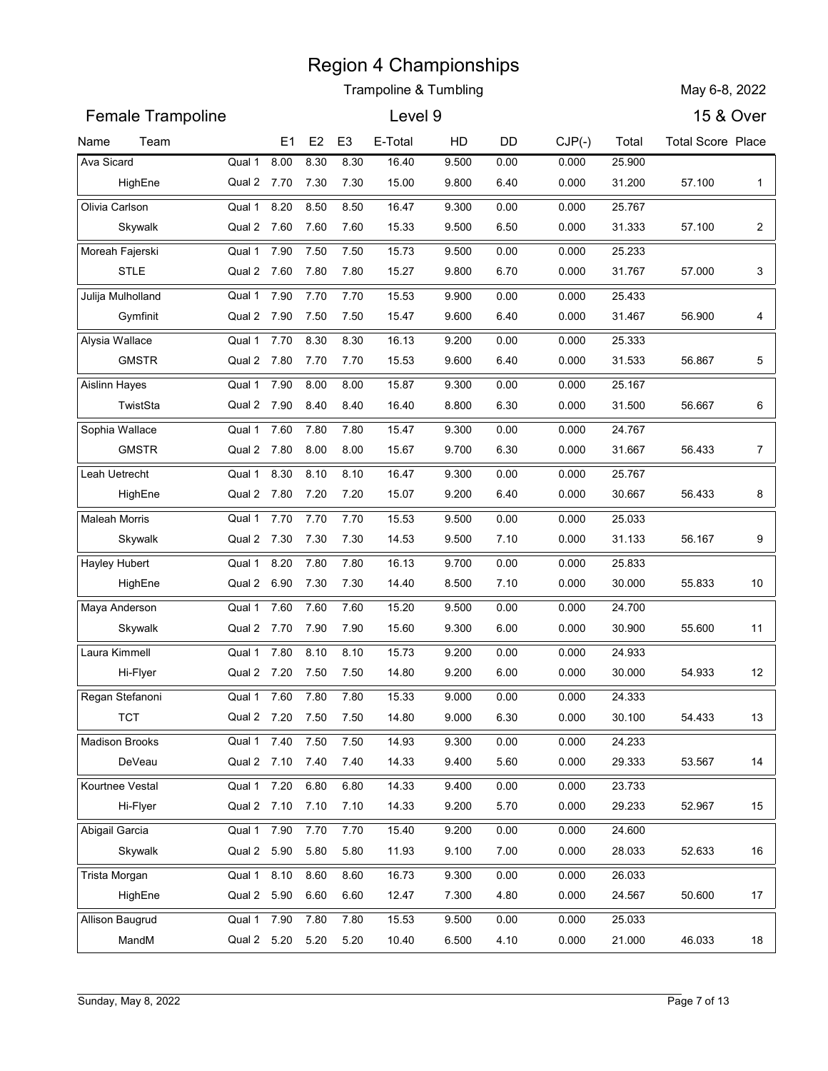# Region 4 Championships

Trampoline & Tumbling

May 6-8, 2022

## Female Trampoline — Level 9 — 15 & Over

| Name | Team | | E1 | E2 | E3 | E-Total | HD | DD | CJP(-) | Total | Total Score | Place |
|---|---|---|---|---|---|---|---|---|---|---|---|---|
| Ava Sicard | | Qual 1 | 8.00 | 8.30 | 8.30 | 16.40 | 9.500 | 0.00 | 0.000 | 25.900 | | |
| | HighEne | Qual 2 | 7.70 | 7.30 | 7.30 | 15.00 | 9.800 | 6.40 | 0.000 | 31.200 | 57.100 | 1 |
| Olivia Carlson | | Qual 1 | 8.20 | 8.50 | 8.50 | 16.47 | 9.300 | 0.00 | 0.000 | 25.767 | | |
| | Skywalk | Qual 2 | 7.60 | 7.60 | 7.60 | 15.33 | 9.500 | 6.50 | 0.000 | 31.333 | 57.100 | 2 |
| Moreah Fajerski | | Qual 1 | 7.90 | 7.50 | 7.50 | 15.73 | 9.500 | 0.00 | 0.000 | 25.233 | | |
| | STLE | Qual 2 | 7.60 | 7.80 | 7.80 | 15.27 | 9.800 | 6.70 | 0.000 | 31.767 | 57.000 | 3 |
| Julija Mulholland | | Qual 1 | 7.90 | 7.70 | 7.70 | 15.53 | 9.900 | 0.00 | 0.000 | 25.433 | | |
| | Gymfinit | Qual 2 | 7.90 | 7.50 | 7.50 | 15.47 | 9.600 | 6.40 | 0.000 | 31.467 | 56.900 | 4 |
| Alysia Wallace | | Qual 1 | 7.70 | 8.30 | 8.30 | 16.13 | 9.200 | 0.00 | 0.000 | 25.333 | | |
| | GMSTR | Qual 2 | 7.80 | 7.70 | 7.70 | 15.53 | 9.600 | 6.40 | 0.000 | 31.533 | 56.867 | 5 |
| Aislinn Hayes | | Qual 1 | 7.90 | 8.00 | 8.00 | 15.87 | 9.300 | 0.00 | 0.000 | 25.167 | | |
| | TwistSta | Qual 2 | 7.90 | 8.40 | 8.40 | 16.40 | 8.800 | 6.30 | 0.000 | 31.500 | 56.667 | 6 |
| Sophia Wallace | | Qual 1 | 7.60 | 7.80 | 7.80 | 15.47 | 9.300 | 0.00 | 0.000 | 24.767 | | |
| | GMSTR | Qual 2 | 7.80 | 8.00 | 8.00 | 15.67 | 9.700 | 6.30 | 0.000 | 31.667 | 56.433 | 7 |
| Leah Uetrecht | | Qual 1 | 8.30 | 8.10 | 8.10 | 16.47 | 9.300 | 0.00 | 0.000 | 25.767 | | |
| | HighEne | Qual 2 | 7.80 | 7.20 | 7.20 | 15.07 | 9.200 | 6.40 | 0.000 | 30.667 | 56.433 | 8 |
| Maleah Morris | | Qual 1 | 7.70 | 7.70 | 7.70 | 15.53 | 9.500 | 0.00 | 0.000 | 25.033 | | |
| | Skywalk | Qual 2 | 7.30 | 7.30 | 7.30 | 14.53 | 9.500 | 7.10 | 0.000 | 31.133 | 56.167 | 9 |
| Hayley Hubert | | Qual 1 | 8.20 | 7.80 | 7.80 | 16.13 | 9.700 | 0.00 | 0.000 | 25.833 | | |
| | HighEne | Qual 2 | 6.90 | 7.30 | 7.30 | 14.40 | 8.500 | 7.10 | 0.000 | 30.000 | 55.833 | 10 |
| Maya Anderson | | Qual 1 | 7.60 | 7.60 | 7.60 | 15.20 | 9.500 | 0.00 | 0.000 | 24.700 | | |
| | Skywalk | Qual 2 | 7.70 | 7.90 | 7.90 | 15.60 | 9.300 | 6.00 | 0.000 | 30.900 | 55.600 | 11 |
| Laura Kimmell | | Qual 1 | 7.80 | 8.10 | 8.10 | 15.73 | 9.200 | 0.00 | 0.000 | 24.933 | | |
| | Hi-Flyer | Qual 2 | 7.20 | 7.50 | 7.50 | 14.80 | 9.200 | 6.00 | 0.000 | 30.000 | 54.933 | 12 |
| Regan Stefanoni | | Qual 1 | 7.60 | 7.80 | 7.80 | 15.33 | 9.000 | 0.00 | 0.000 | 24.333 | | |
| | TCT | Qual 2 | 7.20 | 7.50 | 7.50 | 14.80 | 9.000 | 6.30 | 0.000 | 30.100 | 54.433 | 13 |
| Madison Brooks | | Qual 1 | 7.40 | 7.50 | 7.50 | 14.93 | 9.300 | 0.00 | 0.000 | 24.233 | | |
| | DeVeau | Qual 2 | 7.10 | 7.40 | 7.40 | 14.33 | 9.400 | 5.60 | 0.000 | 29.333 | 53.567 | 14 |
| Kourtnee Vestal | | Qual 1 | 7.20 | 6.80 | 6.80 | 14.33 | 9.400 | 0.00 | 0.000 | 23.733 | | |
| | Hi-Flyer | Qual 2 | 7.10 | 7.10 | 7.10 | 14.33 | 9.200 | 5.70 | 0.000 | 29.233 | 52.967 | 15 |
| Abigail Garcia | | Qual 1 | 7.90 | 7.70 | 7.70 | 15.40 | 9.200 | 0.00 | 0.000 | 24.600 | | |
| | Skywalk | Qual 2 | 5.90 | 5.80 | 5.80 | 11.93 | 9.100 | 7.00 | 0.000 | 28.033 | 52.633 | 16 |
| Trista Morgan | | Qual 1 | 8.10 | 8.60 | 8.60 | 16.73 | 9.300 | 0.00 | 0.000 | 26.033 | | |
| | HighEne | Qual 2 | 5.90 | 6.60 | 6.60 | 12.47 | 7.300 | 4.80 | 0.000 | 24.567 | 50.600 | 17 |
| Allison Baugrud | | Qual 1 | 7.90 | 7.80 | 7.80 | 15.53 | 9.500 | 0.00 | 0.000 | 25.033 | | |
| | MandM | Qual 2 | 5.20 | 5.20 | 5.20 | 10.40 | 6.500 | 4.10 | 0.000 | 21.000 | 46.033 | 18 |

Sunday, May 8, 2022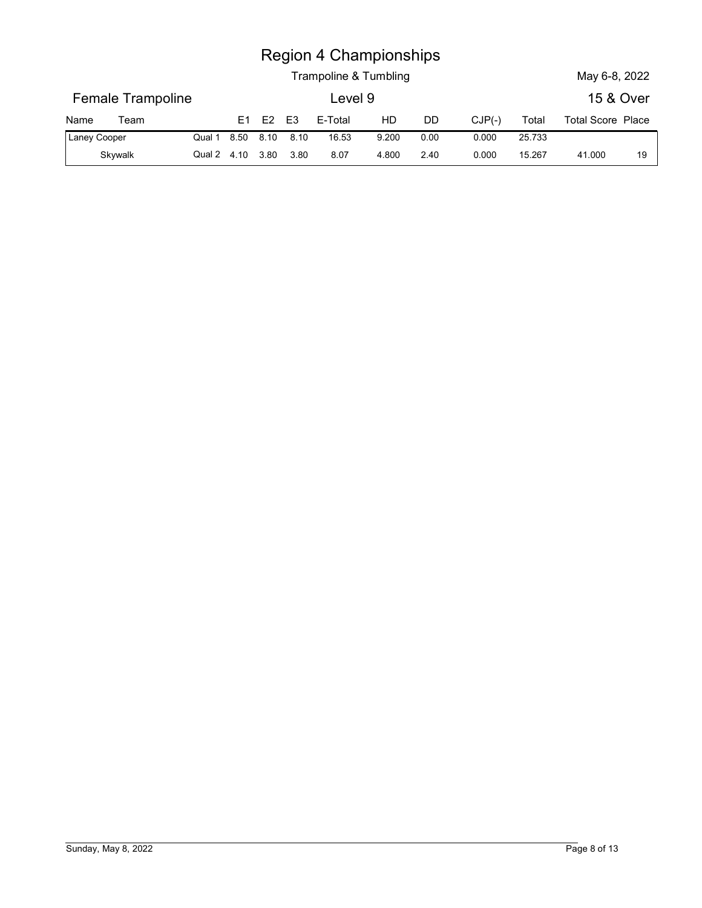# Region 4 Championships

## Trampoline & Tumbling

May 6-8, 2022

### Female Trampoline — Level 9 — 15 & Over

| Name | Team | | E1 | E2 | E3 | E-Total | HD | DD | CJP(-) | Total | Total Score | Place |
|---|---|---|---|---|---|---|---|---|---|---|---|---|
| Laney Cooper | | Qual 1 | 8.50 | 8.10 | 8.10 | 16.53 | 9.200 | 0.00 | 0.000 | 25.733 | | |
| | Skywalk | Qual 2 | 4.10 | 3.80 | 3.80 | 8.07 | 4.800 | 2.40 | 0.000 | 15.267 | 41.000 | 19 |

Sunday, May 8, 2022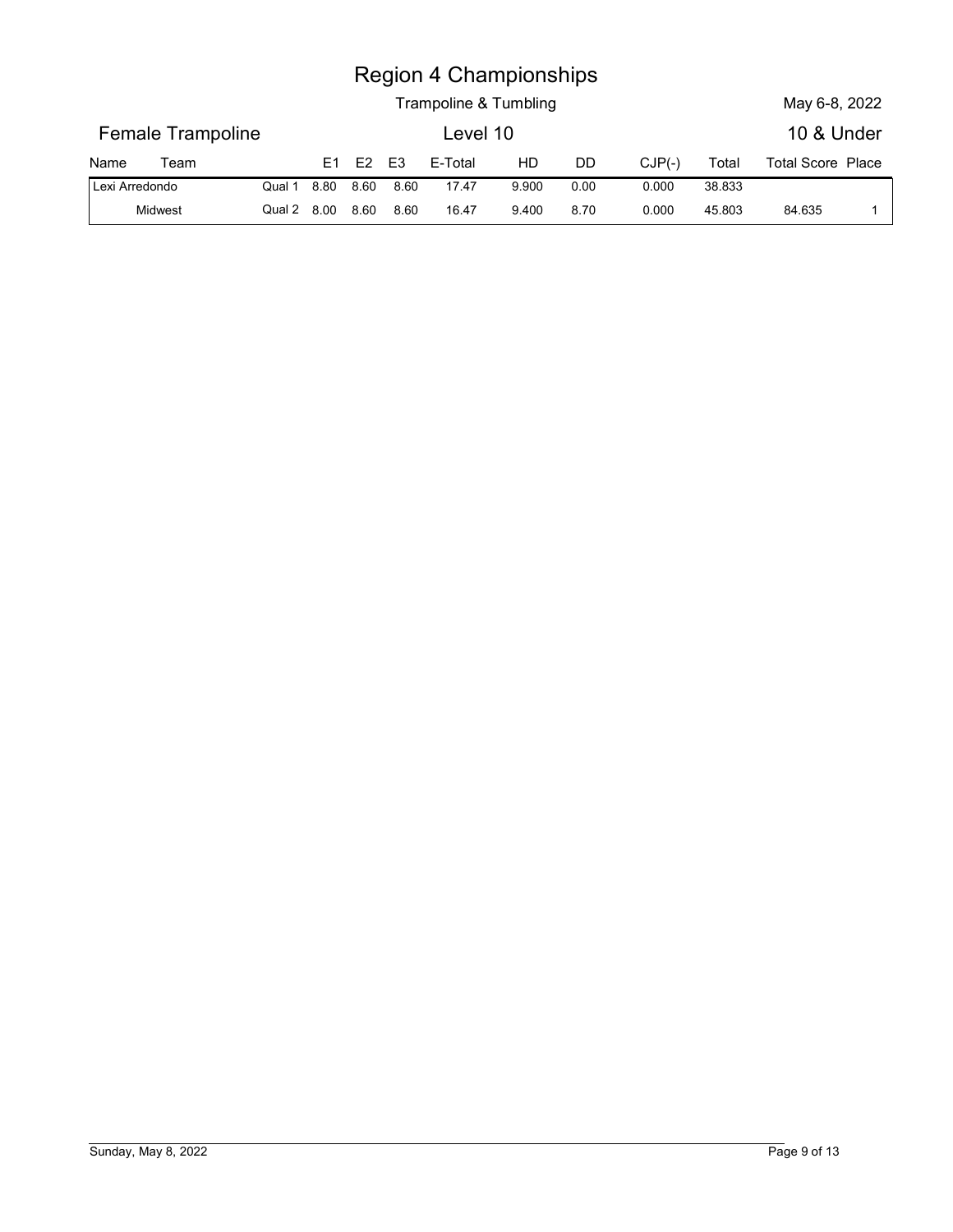# Region 4 Championships

## Trampoline & Tumbling

May 6-8, 2022

### Female Trampoline — Level 10 — 10 & Under

| Name | Team | | E1 | E2 | E3 | E-Total | HD | DD | CJP(-) | Total | Total Score | Place |
|---|---|---|---|---|---|---|---|---|---|---|---|---|
| Lexi Arredondo | | Qual 1 | 8.80 | 8.60 | 8.60 | 17.47 | 9.900 | 0.00 | 0.000 | 38.833 | | |
| | Midwest | Qual 2 | 8.00 | 8.60 | 8.60 | 16.47 | 9.400 | 8.70 | 0.000 | 45.803 | 84.635 | 1 |

Sunday, May 8, 2022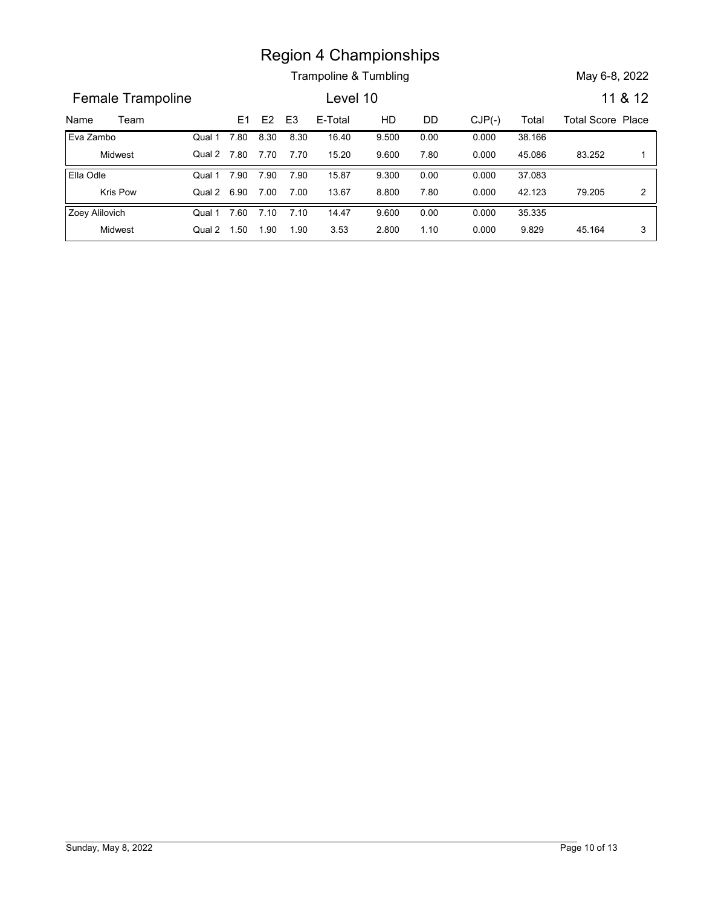# Region 4 Championships

Trampoline & Tumbling

May 6-8, 2022

## Female Trampoline

Level 10

11 & 12

| Name | Team | | E1 | E2 | E3 | E-Total | HD | DD | CJP(-) | Total | Total Score | Place |
|---|---|---|---|---|---|---|---|---|---|---|---|---|
| Eva Zambo | | Qual 1 | 7.80 | 8.30 | 8.30 | 16.40 | 9.500 | 0.00 | 0.000 | 38.166 | | |
| | Midwest | Qual 2 | 7.80 | 7.70 | 7.70 | 15.20 | 9.600 | 7.80 | 0.000 | 45.086 | 83.252 | 1 |
| Ella Odle | | Qual 1 | 7.90 | 7.90 | 7.90 | 15.87 | 9.300 | 0.00 | 0.000 | 37.083 | | |
| | Kris Pow | Qual 2 | 6.90 | 7.00 | 7.00 | 13.67 | 8.800 | 7.80 | 0.000 | 42.123 | 79.205 | 2 |
| Zoey Alilovich | | Qual 1 | 7.60 | 7.10 | 7.10 | 14.47 | 9.600 | 0.00 | 0.000 | 35.335 | | |
| | Midwest | Qual 2 | 1.50 | 1.90 | 1.90 | 3.53 | 2.800 | 1.10 | 0.000 | 9.829 | 45.164 | 3 |

Sunday, May 8, 2022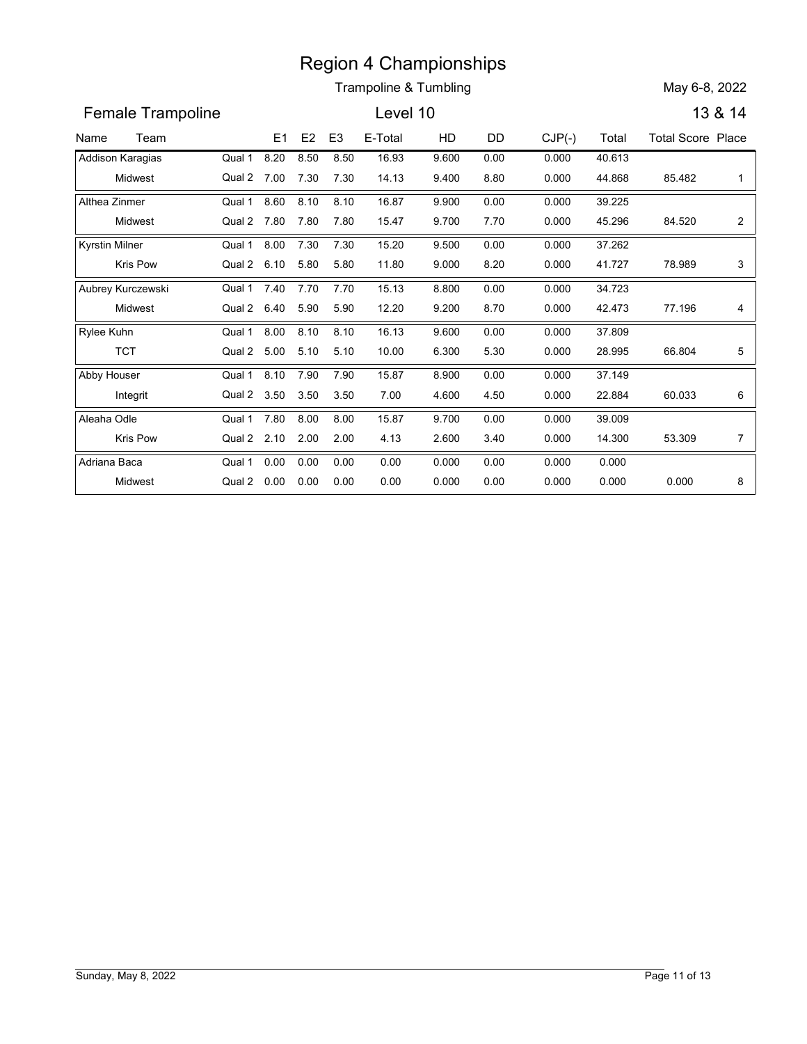# Region 4 Championships

## Trampoline & Tumbling

May 6-8, 2022

### Female Trampoline — Level 10 — 13 & 14

| Name / Team | | E1 | E2 | E3 | E-Total | HD | DD | CJP(-) | Total | Total Score | Place |
|---|---|---|---|---|---|---|---|---|---|---|---|
| Addison Karagias | Qual 1 | 8.20 | 8.50 | 8.50 | 16.93 | 9.600 | 0.00 | 0.000 | 40.613 | | |
| Midwest | Qual 2 | 7.00 | 7.30 | 7.30 | 14.13 | 9.400 | 8.80 | 0.000 | 44.868 | 85.482 | 1 |
| Althea Zinmer | Qual 1 | 8.60 | 8.10 | 8.10 | 16.87 | 9.900 | 0.00 | 0.000 | 39.225 | | |
| Midwest | Qual 2 | 7.80 | 7.80 | 7.80 | 15.47 | 9.700 | 7.70 | 0.000 | 45.296 | 84.520 | 2 |
| Kyrstin Milner | Qual 1 | 8.00 | 7.30 | 7.30 | 15.20 | 9.500 | 0.00 | 0.000 | 37.262 | | |
| Kris Pow | Qual 2 | 6.10 | 5.80 | 5.80 | 11.80 | 9.000 | 8.20 | 0.000 | 41.727 | 78.989 | 3 |
| Aubrey Kurczewski | Qual 1 | 7.40 | 7.70 | 7.70 | 15.13 | 8.800 | 0.00 | 0.000 | 34.723 | | |
| Midwest | Qual 2 | 6.40 | 5.90 | 5.90 | 12.20 | 9.200 | 8.70 | 0.000 | 42.473 | 77.196 | 4 |
| Rylee Kuhn | Qual 1 | 8.00 | 8.10 | 8.10 | 16.13 | 9.600 | 0.00 | 0.000 | 37.809 | | |
| TCT | Qual 2 | 5.00 | 5.10 | 5.10 | 10.00 | 6.300 | 5.30 | 0.000 | 28.995 | 66.804 | 5 |
| Abby Houser | Qual 1 | 8.10 | 7.90 | 7.90 | 15.87 | 8.900 | 0.00 | 0.000 | 37.149 | | |
| Integrit | Qual 2 | 3.50 | 3.50 | 3.50 | 7.00 | 4.600 | 4.50 | 0.000 | 22.884 | 60.033 | 6 |
| Aleaha Odle | Qual 1 | 7.80 | 8.00 | 8.00 | 15.87 | 9.700 | 0.00 | 0.000 | 39.009 | | |
| Kris Pow | Qual 2 | 2.10 | 2.00 | 2.00 | 4.13 | 2.600 | 3.40 | 0.000 | 14.300 | 53.309 | 7 |
| Adriana Baca | Qual 1 | 0.00 | 0.00 | 0.00 | 0.00 | 0.000 | 0.00 | 0.000 | 0.000 | | |
| Midwest | Qual 2 | 0.00 | 0.00 | 0.00 | 0.00 | 0.000 | 0.00 | 0.000 | 0.000 | 0.000 | 8 |

Sunday, May 8, 2022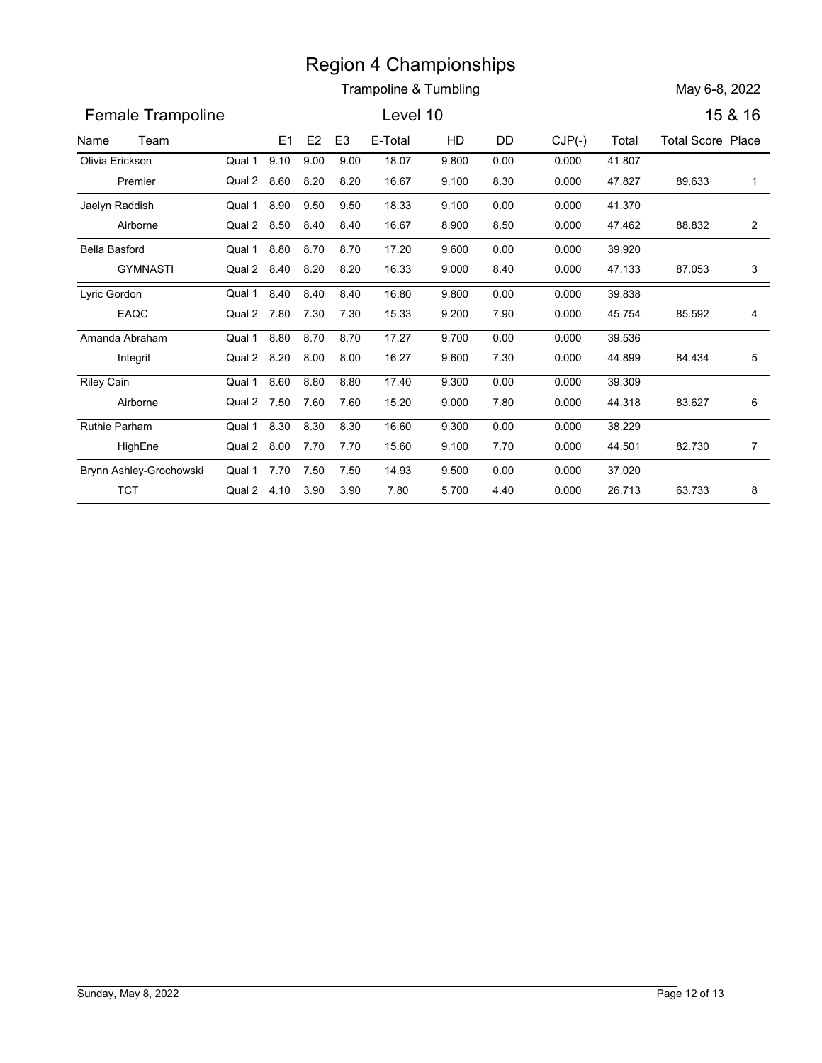# Region 4 Championships

Trampoline & Tumbling

May 6-8, 2022

## Female Trampoline

Level 10

15 & 16

| Name | Team | | E1 | E2 | E3 | E-Total | HD | DD | CJP(-) | Total | Total Score | Place |
|---|---|---|---|---|---|---|---|---|---|---|---|---|
| Olivia Erickson | | Qual 1 | 9.10 | 9.00 | 9.00 | 18.07 | 9.800 | 0.00 | 0.000 | 41.807 | | |
| | Premier | Qual 2 | 8.60 | 8.20 | 8.20 | 16.67 | 9.100 | 8.30 | 0.000 | 47.827 | 89.633 | 1 |
| Jaelyn Raddish | | Qual 1 | 8.90 | 9.50 | 9.50 | 18.33 | 9.100 | 0.00 | 0.000 | 41.370 | | |
| | Airborne | Qual 2 | 8.50 | 8.40 | 8.40 | 16.67 | 8.900 | 8.50 | 0.000 | 47.462 | 88.832 | 2 |
| Bella Basford | | Qual 1 | 8.80 | 8.70 | 8.70 | 17.20 | 9.600 | 0.00 | 0.000 | 39.920 | | |
| | GYMNASTI | Qual 2 | 8.40 | 8.20 | 8.20 | 16.33 | 9.000 | 8.40 | 0.000 | 47.133 | 87.053 | 3 |
| Lyric Gordon | | Qual 1 | 8.40 | 8.40 | 8.40 | 16.80 | 9.800 | 0.00 | 0.000 | 39.838 | | |
| | EAQC | Qual 2 | 7.80 | 7.30 | 7.30 | 15.33 | 9.200 | 7.90 | 0.000 | 45.754 | 85.592 | 4 |
| Amanda Abraham | | Qual 1 | 8.80 | 8.70 | 8.70 | 17.27 | 9.700 | 0.00 | 0.000 | 39.536 | | |
| | Integrit | Qual 2 | 8.20 | 8.00 | 8.00 | 16.27 | 9.600 | 7.30 | 0.000 | 44.899 | 84.434 | 5 |
| Riley Cain | | Qual 1 | 8.60 | 8.80 | 8.80 | 17.40 | 9.300 | 0.00 | 0.000 | 39.309 | | |
| | Airborne | Qual 2 | 7.50 | 7.60 | 7.60 | 15.20 | 9.000 | 7.80 | 0.000 | 44.318 | 83.627 | 6 |
| Ruthie Parham | | Qual 1 | 8.30 | 8.30 | 8.30 | 16.60 | 9.300 | 0.00 | 0.000 | 38.229 | | |
| | HighEne | Qual 2 | 8.00 | 7.70 | 7.70 | 15.60 | 9.100 | 7.70 | 0.000 | 44.501 | 82.730 | 7 |
| Brynn Ashley-Grochowski | | Qual 1 | 7.70 | 7.50 | 7.50 | 14.93 | 9.500 | 0.00 | 0.000 | 37.020 | | |
| | TCT | Qual 2 | 4.10 | 3.90 | 3.90 | 7.80 | 5.700 | 4.40 | 0.000 | 26.713 | 63.733 | 8 |

Sunday, May 8, 2022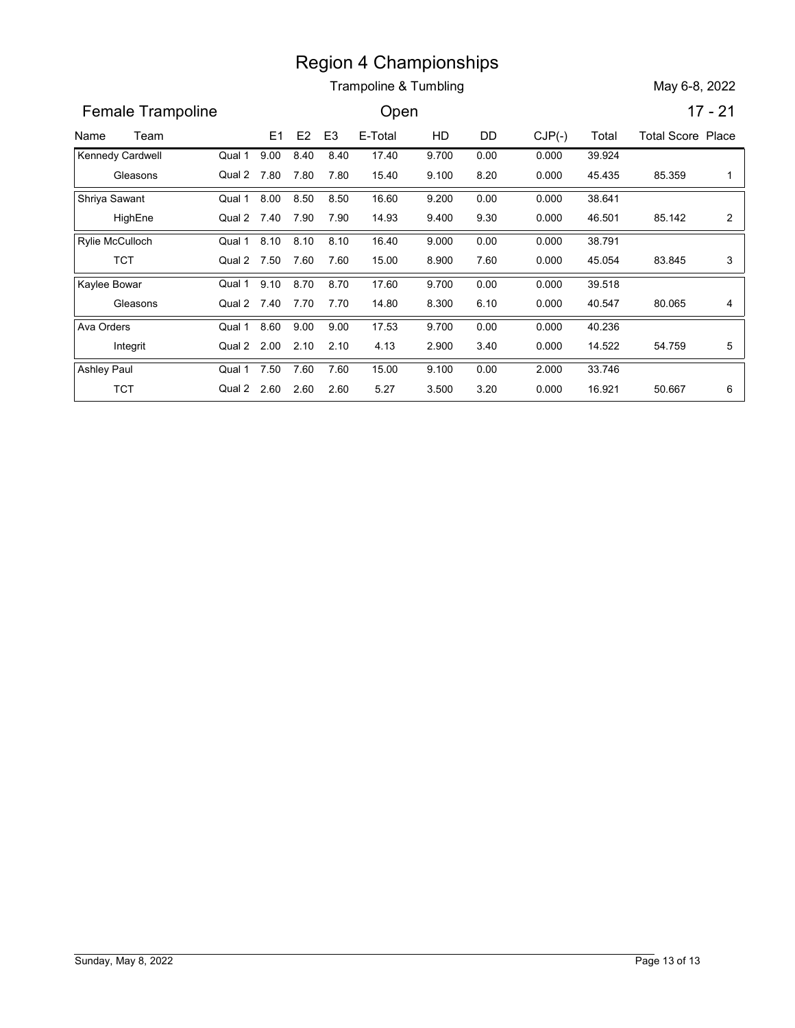# Region 4 Championships

Trampoline & Tumbling

May 6-8, 2022

## Female Trampoline

Open

17 - 21

| Name | Team | | E1 | E2 | E3 | E-Total | HD | DD | CJP(-) | Total | Total Score | Place |
|---|---|---|---|---|---|---|---|---|---|---|---|---|
| Kennedy Cardwell | | Qual 1 | 9.00 | 8.40 | 8.40 | 17.40 | 9.700 | 0.00 | 0.000 | 39.924 | | |
| | Gleasons | Qual 2 | 7.80 | 7.80 | 7.80 | 15.40 | 9.100 | 8.20 | 0.000 | 45.435 | 85.359 | 1 |
| Shriya Sawant | | Qual 1 | 8.00 | 8.50 | 8.50 | 16.60 | 9.200 | 0.00 | 0.000 | 38.641 | | |
| | HighEne | Qual 2 | 7.40 | 7.90 | 7.90 | 14.93 | 9.400 | 9.30 | 0.000 | 46.501 | 85.142 | 2 |
| Rylie McCulloch | | Qual 1 | 8.10 | 8.10 | 8.10 | 16.40 | 9.000 | 0.00 | 0.000 | 38.791 | | |
| | TCT | Qual 2 | 7.50 | 7.60 | 7.60 | 15.00 | 8.900 | 7.60 | 0.000 | 45.054 | 83.845 | 3 |
| Kaylee Bowar | | Qual 1 | 9.10 | 8.70 | 8.70 | 17.60 | 9.700 | 0.00 | 0.000 | 39.518 | | |
| | Gleasons | Qual 2 | 7.40 | 7.70 | 7.70 | 14.80 | 8.300 | 6.10 | 0.000 | 40.547 | 80.065 | 4 |
| Ava Orders | | Qual 1 | 8.60 | 9.00 | 9.00 | 17.53 | 9.700 | 0.00 | 0.000 | 40.236 | | |
| | Integrit | Qual 2 | 2.00 | 2.10 | 2.10 | 4.13 | 2.900 | 3.40 | 0.000 | 14.522 | 54.759 | 5 |
| Ashley Paul | | Qual 1 | 7.50 | 7.60 | 7.60 | 15.00 | 9.100 | 0.00 | 2.000 | 33.746 | | |
| | TCT | Qual 2 | 2.60 | 2.60 | 2.60 | 5.27 | 3.500 | 3.20 | 0.000 | 16.921 | 50.667 | 6 |

Sunday, May 8, 2022